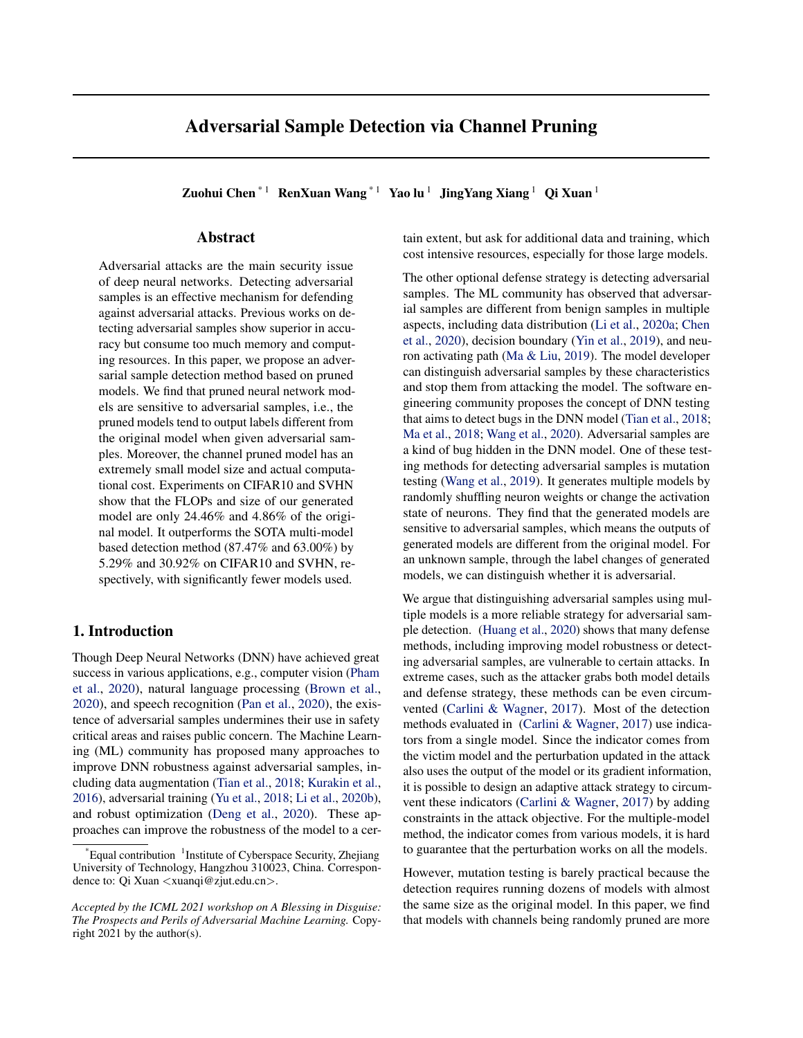# Adversarial Sample Detection via Channel Pruning

**Zuohui Chen** [*1] **RenXuan Wang** [*1] **Yao lu** [1] **JingYang Xiang** [1] **Qi Xuan** [1]

## Abstract

Adversarial attacks are the main security issue of deep neural networks. Detecting adversarial samples is an effective mechanism for defending against adversarial attacks. Previous works on detecting adversarial samples show superior in accuracy but consume too much memory and computing resources. In this paper, we propose an adversarial sample detection method based on pruned models. We find that pruned neural network models are sensitive to adversarial samples, i.e., the pruned models tend to output labels different from the original model when given adversarial samples. Moreover, the channel pruned model has an extremely small model size and actual computational cost. Experiments on CIFAR10 and SVHN show that the FLOPs and size of our generated model are only 24.46% and 4.86% of the original model. It outperforms the SOTA multi-model based detection method (87.47% and 63.00%) by 5.29% and 30.92% on CIFAR10 and SVHN, respectively, with significantly fewer models used.

## 1. Introduction

Though Deep Neural Networks (DNN) have achieved great success in various applications, e.g., computer vision (Pham et al., 2020), natural language processing (Brown et al., 2020), and speech recognition (Pan et al., 2020), the existence of adversarial samples undermines their use in safety critical areas and raises public concern. The Machine Learning (ML) community has proposed many approaches to improve DNN robustness against adversarial samples, including data augmentation (Tian et al., 2018; Kurakin et al., 2016), adversarial training (Yu et al., 2018; Li et al., 2020b), and robust optimization (Deng et al., 2020). These approaches can improve the robustness of the model to a certain extent, but ask for additional data and training, which cost intensive resources, especially for those large models.

The other optional defense strategy is detecting adversarial samples. The ML community has observed that adversarial samples are different from benign samples in multiple aspects, including data distribution (Li et al., 2020a; Chen et al., 2020), decision boundary (Yin et al., 2019), and neuron activating path (Ma & Liu, 2019). The model developer can distinguish adversarial samples by these characteristics and stop them from attacking the model. The software engineering community proposes the concept of DNN testing that aims to detect bugs in the DNN model (Tian et al., 2018; Ma et al., 2018; Wang et al., 2020). Adversarial samples are a kind of bug hidden in the DNN model. One of these testing methods for detecting adversarial samples is mutation testing (Wang et al., 2019). It generates multiple models by randomly shuffling neuron weights or change the activation state of neurons. They find that the generated models are sensitive to adversarial samples, which means the outputs of generated models are different from the original model. For an unknown sample, through the label changes of generated models, we can distinguish whether it is adversarial.

We argue that distinguishing adversarial samples using multiple models is a more reliable strategy for adversarial sample detection. (Huang et al., 2020) shows that many defense methods, including improving model robustness or detecting adversarial samples, are vulnerable to certain attacks. In extreme cases, such as the attacker grabs both model details and defense strategy, these methods can be even circumvented (Carlini & Wagner, 2017). Most of the detection methods evaluated in (Carlini & Wagner, 2017) use indicators from a single model. Since the indicator comes from the victim model and the perturbation updated in the attack also uses the output of the model or its gradient information, it is possible to design an adaptive attack strategy to circumvent these indicators (Carlini & Wagner, 2017) by adding constraints in the attack objective. For the multiple-model method, the indicator comes from various models, it is hard to guarantee that the perturbation works on all the models.

However, mutation testing is barely practical because the detection requires running dozens of models with almost the same size as the original model. In this paper, we find that models with channels being randomly pruned are more

---

[*] Equal contribution [1] Institute of Cyberspace Security, Zhejiang University of Technology, Hangzhou 310023, China. Correspondence to: Qi Xuan <xuanqi@zjut.edu.cn>.

*Accepted by the ICML 2021 workshop on A Blessing in Disguise: The Prospects and Perils of Adversarial Machine Learning.* Copyright 2021 by the author(s).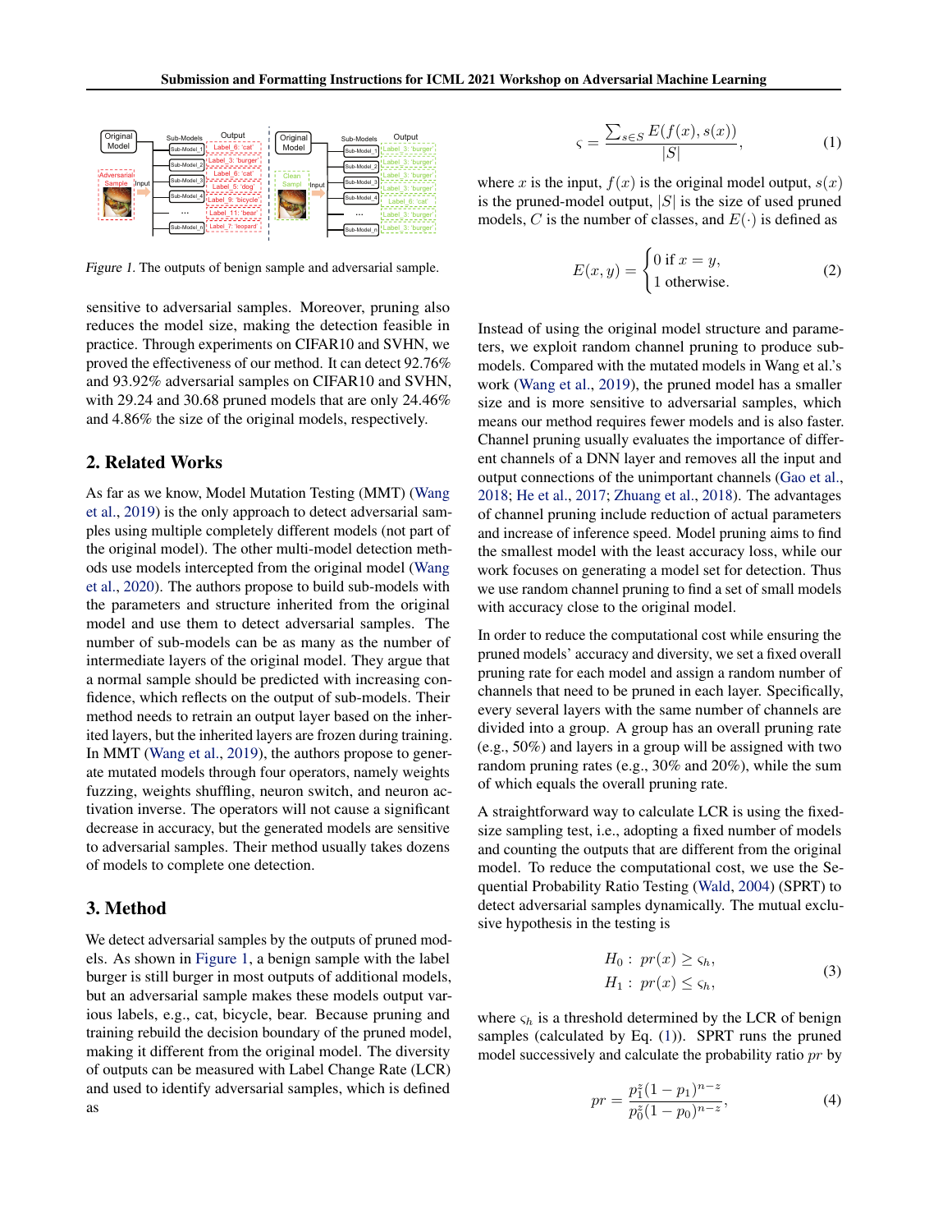Figure 1. The outputs of benign sample and adversarial sample.

sensitive to adversarial samples. Moreover, pruning also reduces the model size, making the detection feasible in practice. Through experiments on CIFAR10 and SVHN, we proved the effectiveness of our method. It can detect 92.76% and 93.92% adversarial samples on CIFAR10 and SVHN, with 29.24 and 30.68 pruned models that are only 24.46% and 4.86% the size of the original models, respectively.

## 2. Related Works

As far as we know, Model Mutation Testing (MMT) (Wang et al., 2019) is the only approach to detect adversarial samples using multiple completely different models (not part of the original model). The other multi-model detection methods use models intercepted from the original model (Wang et al., 2020). The authors propose to build sub-models with the parameters and structure inherited from the original model and use them to detect adversarial samples. The number of sub-models can be as many as the number of intermediate layers of the original model. They argue that a normal sample should be predicted with increasing confidence, which reflects on the output of sub-models. Their method needs to retrain an output layer based on the inherited layers, but the inherited layers are frozen during training. In MMT (Wang et al., 2019), the authors propose to generate mutated models through four operators, namely weights fuzzing, weights shuffling, neuron switch, and neuron activation inverse. The operators will not cause a significant decrease in accuracy, but the generated models are sensitive to adversarial samples. Their method usually takes dozens of models to complete one detection.

## 3. Method

We detect adversarial samples by the outputs of pruned models. As shown in Figure 1, a benign sample with the label burger is still burger in most outputs of additional models, but an adversarial sample makes these models output various labels, e.g., cat, bicycle, bear. Because pruning and training rebuild the decision boundary of the pruned model, making it different from the original model. The diversity of outputs can be measured with Label Change Rate (LCR) and used to identify adversarial samples, which is defined as

$$\varsigma = \frac{\sum_{s \in S} E(f(x), s(x))}{|S|}, \tag{1}$$

where $x$ is the input, $f(x)$ is the original model output, $s(x)$ is the pruned-model output, $|S|$ is the size of used pruned models, $C$ is the number of classes, and $E(\cdot)$ is defined as

$$E(x, y) = \begin{cases} 0 \text{ if } x = y, \\ 1 \text{ otherwise.} \end{cases} \tag{2}$$

Instead of using the original model structure and parameters, we exploit random channel pruning to produce sub-models. Compared with the mutated models in Wang et al.'s work (Wang et al., 2019), the pruned model has a smaller size and is more sensitive to adversarial samples, which means our method requires fewer models and is also faster. Channel pruning usually evaluates the importance of different channels of a DNN layer and removes all the input and output connections of the unimportant channels (Gao et al., 2018; He et al., 2017; Zhuang et al., 2018). The advantages of channel pruning include reduction of actual parameters and increase of inference speed. Model pruning aims to find the smallest model with the least accuracy loss, while our work focuses on generating a model set for detection. Thus we use random channel pruning to find a set of small models with accuracy close to the original model.

In order to reduce the computational cost while ensuring the pruned models' accuracy and diversity, we set a fixed overall pruning rate for each model and assign a random number of channels that need to be pruned in each layer. Specifically, every several layers with the same number of channels are divided into a group. A group has an overall pruning rate (e.g., 50%) and layers in a group will be assigned with two random pruning rates (e.g., 30% and 20%), while the sum of which equals the overall pruning rate.

A straightforward way to calculate LCR is using the fixed-size sampling test, i.e., adopting a fixed number of models and counting the outputs that are different from the original model. To reduce the computational cost, we use the Sequential Probability Ratio Testing (Wald, 2004) (SPRT) to detect adversarial samples dynamically. The mutual exclusive hypothesis in the testing is

$$\begin{aligned} H_0 &: \; pr(x) \geq \varsigma_h, \\ H_1 &: \; pr(x) \leq \varsigma_h, \end{aligned} \tag{3}$$

where $\varsigma_h$ is a threshold determined by the LCR of benign samples (calculated by Eq. (1)). SPRT runs the pruned model successively and calculate the probability ratio $pr$ by

$$pr = \frac{p_1^z (1 - p_1)^{n-z}}{p_0^z (1 - p_0)^{n-z}}, \tag{4}$$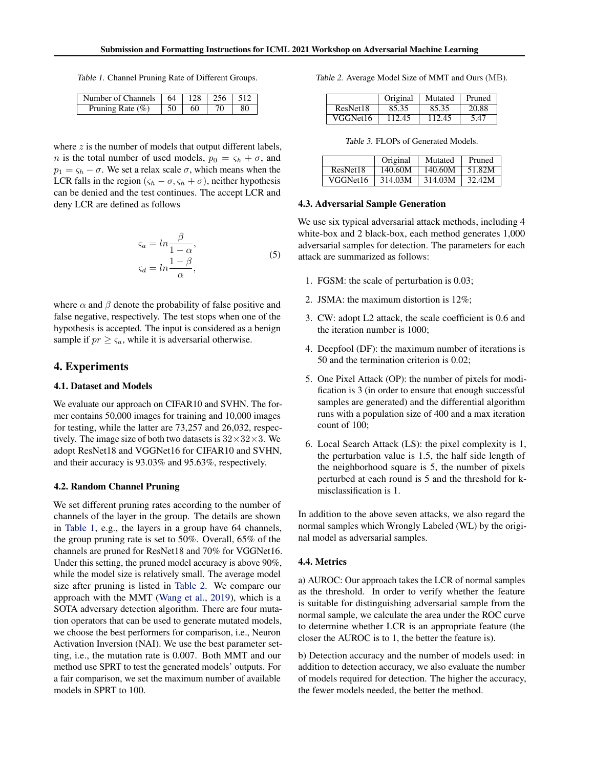Table 1. Channel Pruning Rate of Different Groups.

| Number of Channels | 64 | 128 | 256 | 512 |
|---|---|---|---|---|
| Pruning Rate (%) | 50 | 60 | 70 | 80 |

where $z$ is the number of models that output different labels, $n$ is the total number of used models, $p_0 = \varsigma_h + \sigma$, and $p_1 = \varsigma_h - \sigma$. We set a relax scale $\sigma$, which means when the LCR falls in the region $(\varsigma_h - \sigma, \varsigma_h + \sigma)$, neither hypothesis can be denied and the test continues. The accept LCR and deny LCR are defined as follows

$$
\begin{aligned}
\varsigma_a &= ln\frac{\beta}{1-\alpha}, \\
\varsigma_d &= ln\frac{1-\beta}{\alpha},
\end{aligned}
\tag{5}
$$

where $\alpha$ and $\beta$ denote the probability of false positive and false negative, respectively. The test stops when one of the hypothesis is accepted. The input is considered as a benign sample if $pr \geq \varsigma_a$, while it is adversarial otherwise.

## 4. Experiments

### 4.1. Dataset and Models

We evaluate our approach on CIFAR10 and SVHN. The former contains 50,000 images for training and 10,000 images for testing, while the latter are 73,257 and 26,032, respectively. The image size of both two datasets is $32\times32\times3$. We adopt ResNet18 and VGGNet16 for CIFAR10 and SVHN, and their accuracy is 93.03% and 95.63%, respectively.

### 4.2. Random Channel Pruning

We set different pruning rates according to the number of channels of the layer in the group. The details are shown in Table 1, e.g., the layers in a group have 64 channels, the group pruning rate is set to 50%. Overall, 65% of the channels are pruned for ResNet18 and 70% for VGGNet16. Under this setting, the pruned model accuracy is above 90%, while the model size is relatively small. The average model size after pruning is listed in Table 2. We compare our approach with the MMT (Wang et al., 2019), which is a SOTA adversary detection algorithm. There are four mutation operators that can be used to generate mutated models, we choose the best performers for comparison, i.e., Neuron Activation Inversion (NAI). We use the best parameter setting, i.e., the mutation rate is 0.007. Both MMT and our method use SPRT to test the generated models' outputs. For a fair comparison, we set the maximum number of available models in SPRT to 100.

Table 2. Average Model Size of MMT and Ours (MB).

| | Original | Mutated | Pruned |
|---|---|---|---|
| ResNet18 | 85.35 | 85.35 | 20.88 |
| VGGNet16 | 112.45 | 112.45 | 5.47 |

Table 3. FLOPs of Generated Models.

| | Original | Mutated | Pruned |
|---|---|---|---|
| ResNet18 | 140.60M | 140.60M | 51.82M |
| VGGNet16 | 314.03M | 314.03M | 32.42M |

### 4.3. Adversarial Sample Generation

We use six typical adversarial attack methods, including 4 white-box and 2 black-box, each method generates 1,000 adversarial samples for detection. The parameters for each attack are summarized as follows:

1. FGSM: the scale of perturbation is 0.03;
2. JSMA: the maximum distortion is 12%;
3. CW: adopt L2 attack, the scale coefficient is 0.6 and the iteration number is 1000;
4. Deepfool (DF): the maximum number of iterations is 50 and the termination criterion is 0.02;
5. One Pixel Attack (OP): the number of pixels for modification is 3 (in order to ensure that enough successful samples are generated) and the differential algorithm runs with a population size of 400 and a max iteration count of 100;
6. Local Search Attack (LS): the pixel complexity is 1, the perturbation value is 1.5, the half side length of the neighborhood square is 5, the number of pixels perturbed at each round is 5 and the threshold for k-misclassification is 1.

In addition to the above seven attacks, we also regard the normal samples which Wrongly Labeled (WL) by the original model as adversarial samples.

### 4.4. Metrics

a) AUROC: Our approach takes the LCR of normal samples as the threshold. In order to verify whether the feature is suitable for distinguishing adversarial sample from the normal sample, we calculate the area under the ROC curve to determine whether LCR is an appropriate feature (the closer the AUROC is to 1, the better the feature is).

b) Detection accuracy and the number of models used: in addition to detection accuracy, we also evaluate the number of models required for detection. The higher the accuracy, the fewer models needed, the better the method.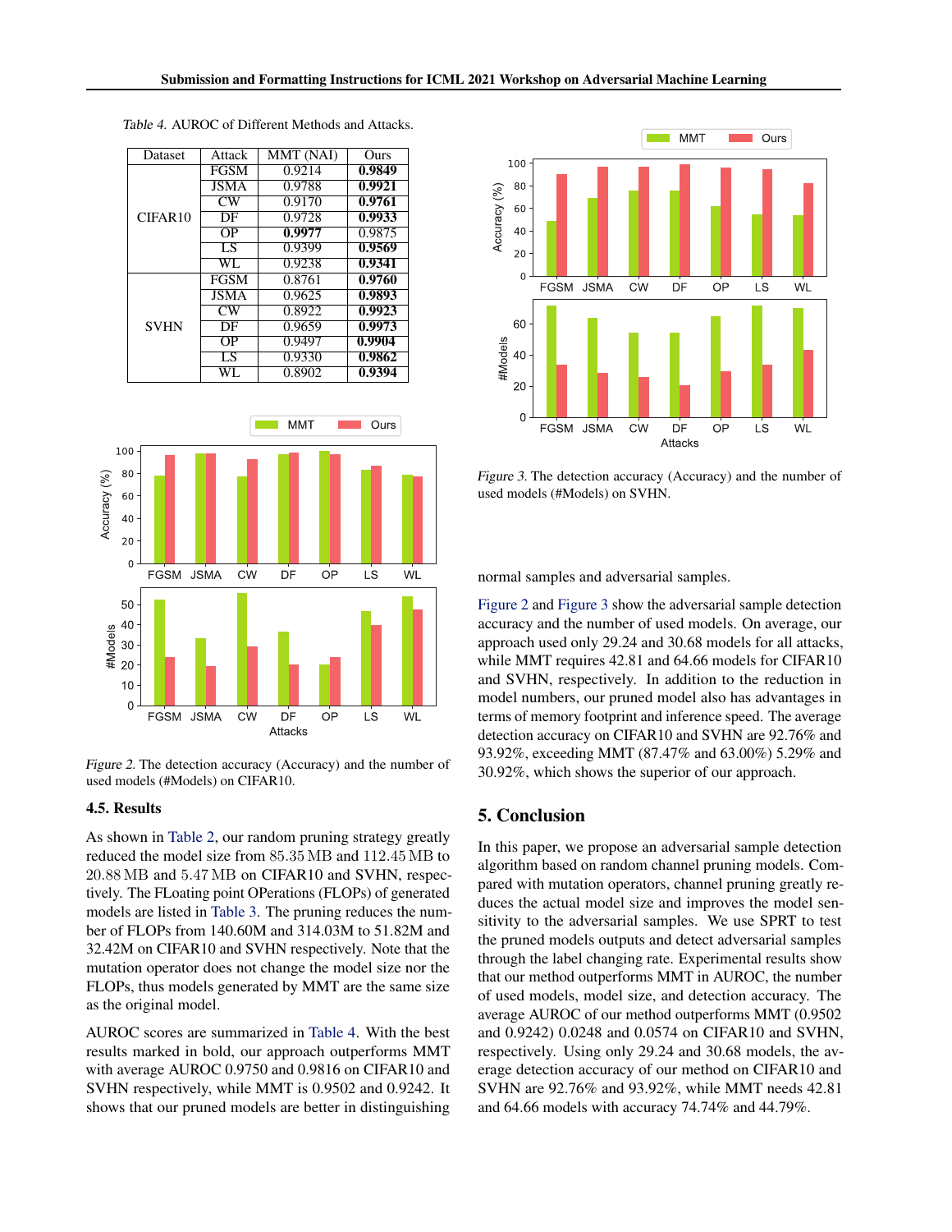Table 4. AUROC of Different Methods and Attacks.

| Dataset | Attack | MMT (NAI) | Ours |
|---|---|---|---|
| CIFAR10 | FGSM | 0.9214 | **0.9849** |
| | JSMA | 0.9788 | **0.9921** |
| | CW | 0.9170 | **0.9761** |
| | DF | 0.9728 | **0.9933** |
| | OP | **0.9977** | 0.9875 |
| | LS | 0.9399 | **0.9569** |
| | WL | 0.9238 | **0.9341** |
| SVHN | FGSM | 0.8761 | **0.9760** |
| | JSMA | 0.9625 | **0.9893** |
| | CW | 0.8922 | **0.9923** |
| | DF | 0.9659 | **0.9973** |
| | OP | 0.9497 | **0.9904** |
| | LS | 0.9330 | **0.9862** |
| | WL | 0.8902 | **0.9394** |

*Figure 2.* The detection accuracy (Accuracy) and the number of used models (#Models) on CIFAR10.

### 4.5. Results

As shown in Table 2, our random pruning strategy greatly reduced the model size from 85.35 MB and 112.45 MB to 20.88 MB and 5.47 MB on CIFAR10 and SVHN, respectively. The FLoating point OPerations (FLOPs) of generated models are listed in Table 3. The pruning reduces the number of FLOPs from 140.60M and 314.03M to 51.82M and 32.42M on CIFAR10 and SVHN respectively. Note that the mutation operator does not change the model size nor the FLOPs, thus models generated by MMT are the same size as the original model.

AUROC scores are summarized in Table 4. With the best results marked in bold, our approach outperforms MMT with average AUROC 0.9750 and 0.9816 on CIFAR10 and SVHN respectively, while MMT is 0.9502 and 0.9242. It shows that our pruned models are better in distinguishing normal samples and adversarial samples.

*Figure 3.* The detection accuracy (Accuracy) and the number of used models (#Models) on SVHN.

Figure 2 and Figure 3 show the adversarial sample detection accuracy and the number of used models. On average, our approach used only 29.24 and 30.68 models for all attacks, while MMT requires 42.81 and 64.66 models for CIFAR10 and SVHN, respectively. In addition to the reduction in model numbers, our pruned model also has advantages in terms of memory footprint and inference speed. The average detection accuracy on CIFAR10 and SVHN are 92.76% and 93.92%, exceeding MMT (87.47% and 63.00%) 5.29% and 30.92%, which shows the superior of our approach.

## 5. Conclusion

In this paper, we propose an adversarial sample detection algorithm based on random channel pruning models. Compared with mutation operators, channel pruning greatly reduces the actual model scale and improves the model sensitivity to the adversarial samples. We use SPRT to test the pruned models outputs and detect adversarial samples through the label changing rate. Experimental results show that our method outperforms MMT in AUROC, the number of used models, model size, and detection accuracy. The average AUROC of our method outperforms MMT (0.9502 and 0.9242) 0.0248 and 0.0574 on CIFAR10 and SVHN, respectively. Using only 29.24 and 30.68 models, the average detection accuracy of our method on CIFAR10 and SVHN are 92.76% and 93.92%, while MMT needs 42.81 and 64.66 models with accuracy 74.74% and 44.79%.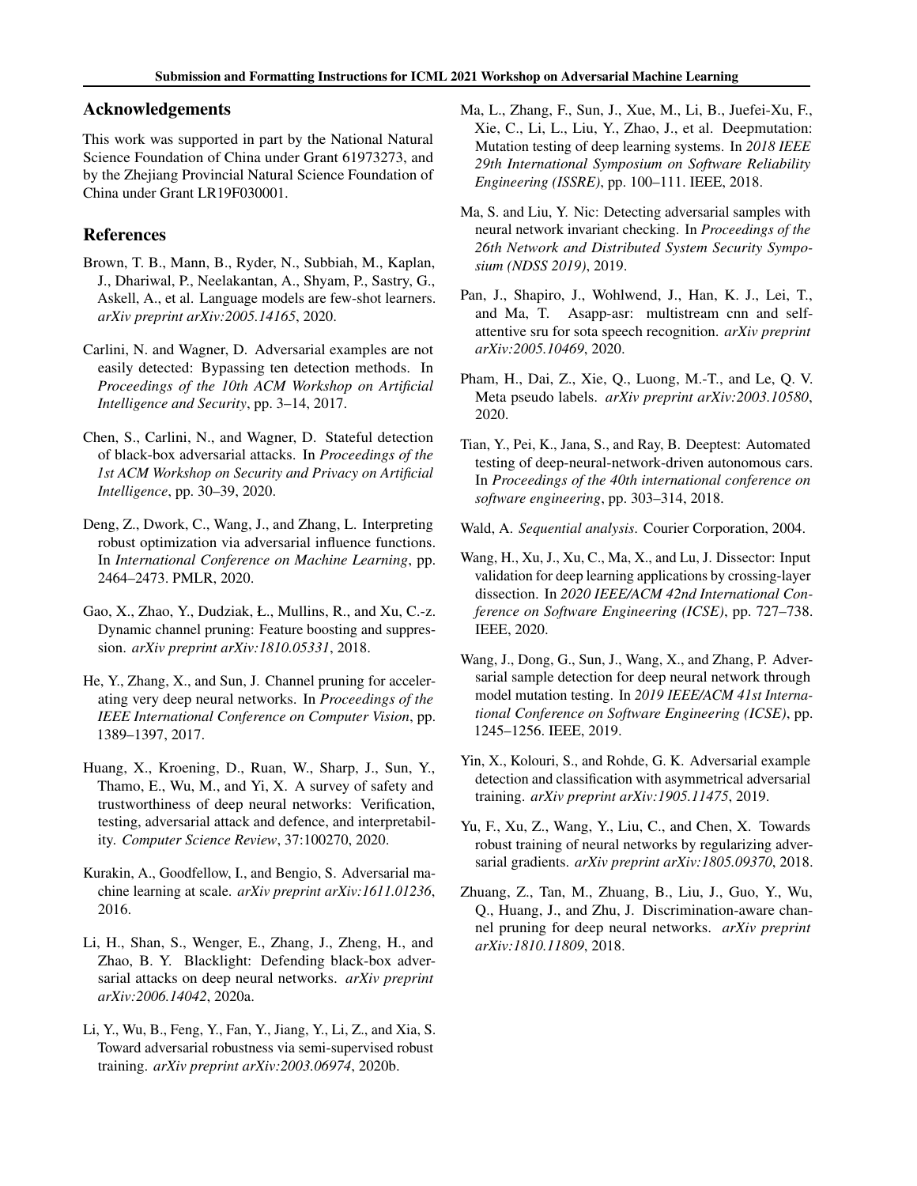## Acknowledgements

This work was supported in part by the National Natural Science Foundation of China under Grant 61973273, and by the Zhejiang Provincial Natural Science Foundation of China under Grant LR19F030001.

## References

Brown, T. B., Mann, B., Ryder, N., Subbiah, M., Kaplan, J., Dhariwal, P., Neelakantan, A., Shyam, P., Sastry, G., Askell, A., et al. Language models are few-shot learners. *arXiv preprint arXiv:2005.14165*, 2020.

Carlini, N. and Wagner, D. Adversarial examples are not easily detected: Bypassing ten detection methods. In *Proceedings of the 10th ACM Workshop on Artificial Intelligence and Security*, pp. 3–14, 2017.

Chen, S., Carlini, N., and Wagner, D. Stateful detection of black-box adversarial attacks. In *Proceedings of the 1st ACM Workshop on Security and Privacy on Artificial Intelligence*, pp. 30–39, 2020.

Deng, Z., Dwork, C., Wang, J., and Zhang, L. Interpreting robust optimization via adversarial influence functions. In *International Conference on Machine Learning*, pp. 2464–2473. PMLR, 2020.

Gao, X., Zhao, Y., Dudziak, Ł., Mullins, R., and Xu, C.-z. Dynamic channel pruning: Feature boosting and suppression. *arXiv preprint arXiv:1810.05331*, 2018.

He, Y., Zhang, X., and Sun, J. Channel pruning for accelerating very deep neural networks. In *Proceedings of the IEEE International Conference on Computer Vision*, pp. 1389–1397, 2017.

Huang, X., Kroening, D., Ruan, W., Sharp, J., Sun, Y., Thamo, E., Wu, M., and Yi, X. A survey of safety and trustworthiness of deep neural networks: Verification, testing, adversarial attack and defence, and interpretability. *Computer Science Review*, 37:100270, 2020.

Kurakin, A., Goodfellow, I., and Bengio, S. Adversarial machine learning at scale. *arXiv preprint arXiv:1611.01236*, 2016.

Li, H., Shan, S., Wenger, E., Zhang, J., Zheng, H., and Zhao, B. Y. Blacklight: Defending black-box adversarial attacks on deep neural networks. *arXiv preprint arXiv:2006.14042*, 2020a.

Li, Y., Wu, B., Feng, Y., Fan, Y., Jiang, Y., Li, Z., and Xia, S. Toward adversarial robustness via semi-supervised robust training. *arXiv preprint arXiv:2003.06974*, 2020b.

Ma, L., Zhang, F., Sun, J., Xue, M., Li, B., Juefei-Xu, F., Xie, C., Li, L., Liu, Y., Zhao, J., et al. Deepmutation: Mutation testing of deep learning systems. In *2018 IEEE 29th International Symposium on Software Reliability Engineering (ISSRE)*, pp. 100–111. IEEE, 2018.

Ma, S. and Liu, Y. Nic: Detecting adversarial samples with neural network invariant checking. In *Proceedings of the 26th Network and Distributed System Security Symposium (NDSS 2019)*, 2019.

Pan, J., Shapiro, J., Wohlwend, J., Han, K. J., Lei, T., and Ma, T. Asapp-asr: multistream cnn and self-attentive sru for sota speech recognition. *arXiv preprint arXiv:2005.10469*, 2020.

Pham, H., Dai, Z., Xie, Q., Luong, M.-T., and Le, Q. V. Meta pseudo labels. *arXiv preprint arXiv:2003.10580*, 2020.

Tian, Y., Pei, K., Jana, S., and Ray, B. Deeptest: Automated testing of deep-neural-network-driven autonomous cars. In *Proceedings of the 40th international conference on software engineering*, pp. 303–314, 2018.

Wald, A. *Sequential analysis*. Courier Corporation, 2004.

Wang, H., Xu, J., Xu, C., Ma, X., and Lu, J. Dissector: Input validation for deep learning applications by crossing-layer dissection. In *2020 IEEE/ACM 42nd International Conference on Software Engineering (ICSE)*, pp. 727–738. IEEE, 2020.

Wang, J., Dong, G., Sun, J., Wang, X., and Zhang, P. Adversarial sample detection for deep neural network through model mutation testing. In *2019 IEEE/ACM 41st International Conference on Software Engineering (ICSE)*, pp. 1245–1256. IEEE, 2019.

Yin, X., Kolouri, S., and Rohde, G. K. Adversarial example detection and classification with asymmetrical adversarial training. *arXiv preprint arXiv:1905.11475*, 2019.

Yu, F., Xu, Z., Wang, Y., Liu, C., and Chen, X. Towards robust training of neural networks by regularizing adversarial gradients. *arXiv preprint arXiv:1805.09370*, 2018.

Zhuang, Z., Tan, M., Zhuang, B., Liu, J., Guo, Y., Wu, Q., Huang, J., and Zhu, J. Discrimination-aware channel pruning for deep neural networks. *arXiv preprint arXiv:1810.11809*, 2018.